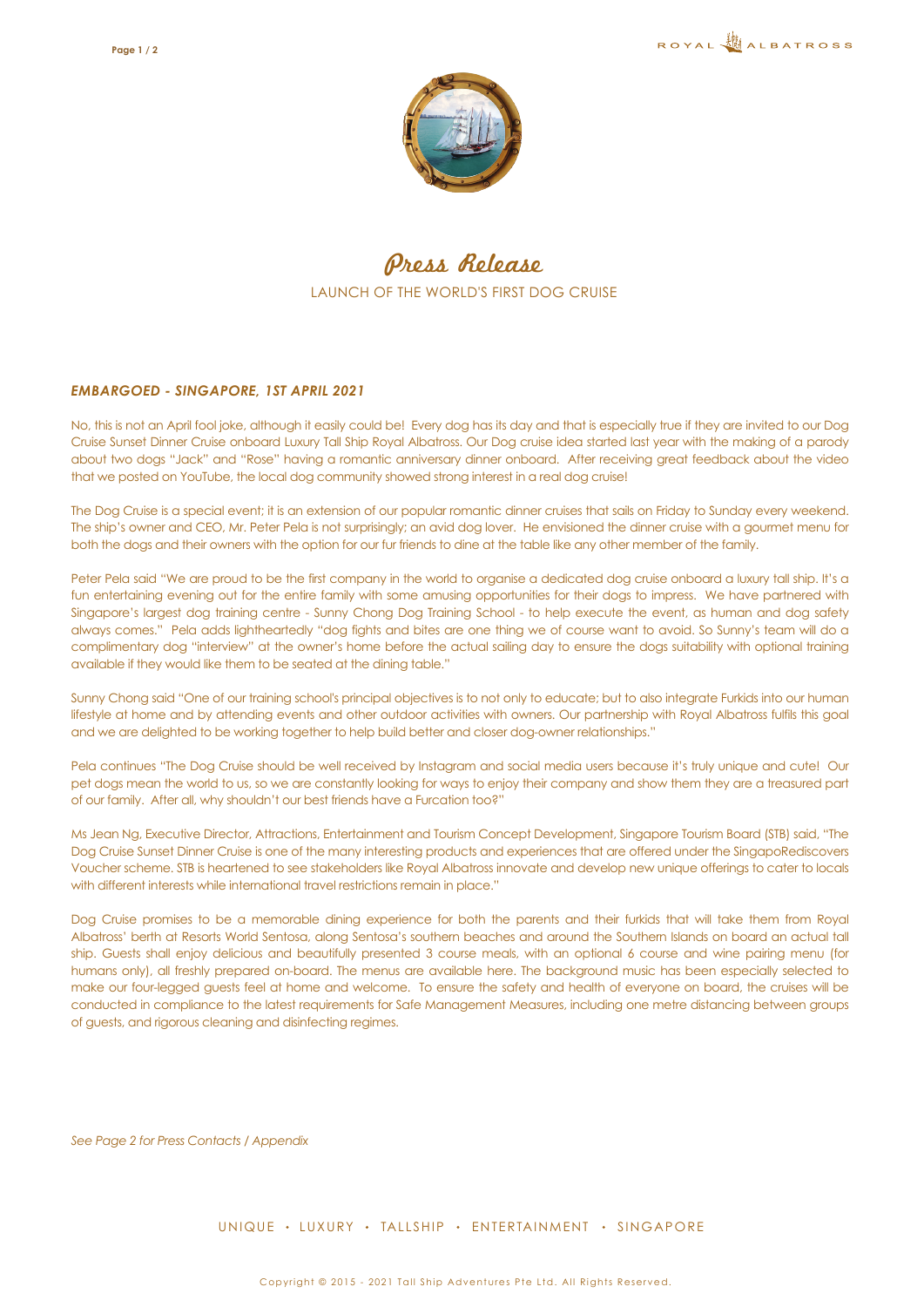# Press Release

LAUNCH OF THE WORLD'S FIRST DOG CRUISE

***EMBARGOED - SINGAPORE, 1ST APRIL 2021***

No, this is not an April fool joke, although it easily could be! Every dog has its day and that is especially true if they are invited to our Dog Cruise Sunset Dinner Cruise onboard Luxury Tall Ship Royal Albatross. Our Dog cruise idea started last year with the making of a parody about two dogs "Jack" and "Rose" having a romantic anniversary dinner onboard. After receiving great feedback about the video that we posted on YouTube, the local dog community showed strong interest in a real dog cruise!

The Dog Cruise is a special event; it is an extension of our popular romantic dinner cruises that sails on Friday to Sunday every weekend. The ship's owner and CEO, Mr. Peter Pela is not surprisingly; an avid dog lover. He envisioned the dinner cruise with a gourmet menu for both the dogs and their owners with the option for our fur friends to dine at the table like any other member of the family.

Peter Pela said "We are proud to be the first company in the world to organise a dedicated dog cruise onboard a luxury tall ship. It's a fun entertaining evening out for the entire family with some amusing opportunities for their dogs to impress. We have partnered with Singapore's largest dog training centre - Sunny Chong Dog Training School - to help execute the event, as human and dog safety always comes." Pela adds lightheartedly "dog fights and bites are one thing we of course want to avoid. So Sunny's team will do a complimentary dog "interview" at the owner's home before the actual sailing day to ensure the dogs suitability with optional training available if they would like them to be seated at the dining table."

Sunny Chong said "One of our training school's principal objectives is to not only to educate; but to also integrate Furkids into our human lifestyle at home and by attending events and other outdoor activities with owners. Our partnership with Royal Albatross fulfils this goal and we are delighted to be working together to help build better and closer dog-owner relationships."

Pela continues "The Dog Cruise should be well received by Instagram and social media users because it's truly unique and cute! Our pet dogs mean the world to us, so we are constantly looking for ways to enjoy their company and show them they are a treasured part of our family. After all, why shouldn't our best friends have a Furcation too?"

Ms Jean Ng, Executive Director, Attractions, Entertainment and Tourism Concept Development, Singapore Tourism Board (STB) said, "The Dog Cruise Sunset Dinner Cruise is one of the many interesting products and experiences that are offered under the SingapoRediscovers Voucher scheme. STB is heartened to see stakeholders like Royal Albatross innovate and develop new unique offerings to cater to locals with different interests while international travel restrictions remain in place."

Dog Cruise promises to be a memorable dining experience for both the parents and their furkids that will take them from Royal Albatross' berth at Resorts World Sentosa, along Sentosa's southern beaches and around the Southern Islands on board an actual tall ship. Guests shall enjoy delicious and beautifully presented 3 course meals, with an optional 6 course and wine pairing menu (for humans only), all freshly prepared on-board. The menus are available here. The background music has been especially selected to make our four-legged guests feel at home and welcome. To ensure the safety and health of everyone on board, the cruises will be conducted in compliance to the latest requirements for Safe Management Measures, including one metre distancing between groups of guests, and rigorous cleaning and disinfecting regimes.

*See Page 2 for Press Contacts / Appendix*

UNIQUE • LUXURY • TALLSHIP • ENTERTAINMENT • SINGAPORE

Copyright © 2015 - 2021 Tall Ship Adventures Pte Ltd. All Rights Reserved.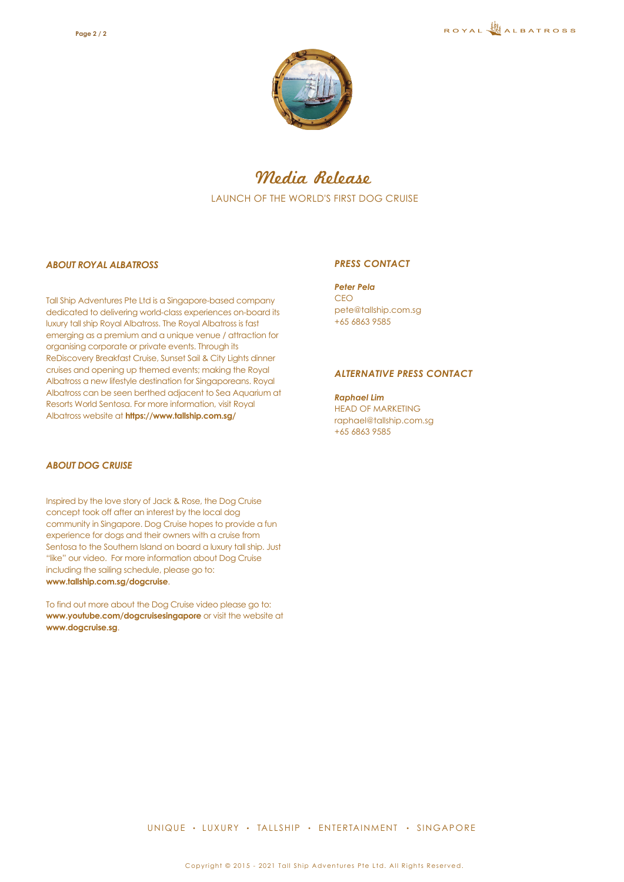# Media Release

LAUNCH OF THE WORLD'S FIRST DOG CRUISE

### *ABOUT ROYAL ALBATROSS*

Tall Ship Adventures Pte Ltd is a Singapore-based company dedicated to delivering world-class experiences on-board its luxury tall ship Royal Albatross. The Royal Albatross is fast emerging as a premium and a unique venue / attraction for organising corporate or private events. Through its ReDiscovery Breakfast Cruise, Sunset Sail & City Lights dinner cruises and opening up themed events; making the Royal Albatross a new lifestyle destination for Singaporeans. Royal Albatross can be seen berthed adjacent to Sea Aquarium at Resorts World Sentosa. For more information, visit Royal Albatross website at **https://www.tallship.com.sg/**

### *ABOUT DOG CRUISE*

Inspired by the love story of Jack & Rose, the Dog Cruise concept took off after an interest by the local dog community in Singapore. Dog Cruise hopes to provide a fun experience for dogs and their owners with a cruise from Sentosa to the Southern Island on board a luxury tall ship. Just "like" our video. For more information about Dog Cruise including the sailing schedule, please go to: **www.tallship.com.sg/dogcruise**.

To find out more about the Dog Cruise video please go to: **www.youtube.com/dogcruisesingapore** or visit the website at **www.dogcruise.sg**.

### *PRESS CONTACT*

***Peter Pela***
CEO
pete@tallship.com.sg
+65 6863 9585

### *ALTERNATIVE PRESS CONTACT*

***Raphael Lim***
HEAD OF MARKETING
raphael@tallship.com.sg
+65 6863 9585

UNIQUE • LUXURY • TALLSHIP • ENTERTAINMENT • SINGAPORE

Copyright © 2015 - 2021 Tall Ship Adventures Pte Ltd. All Rights Reserved.